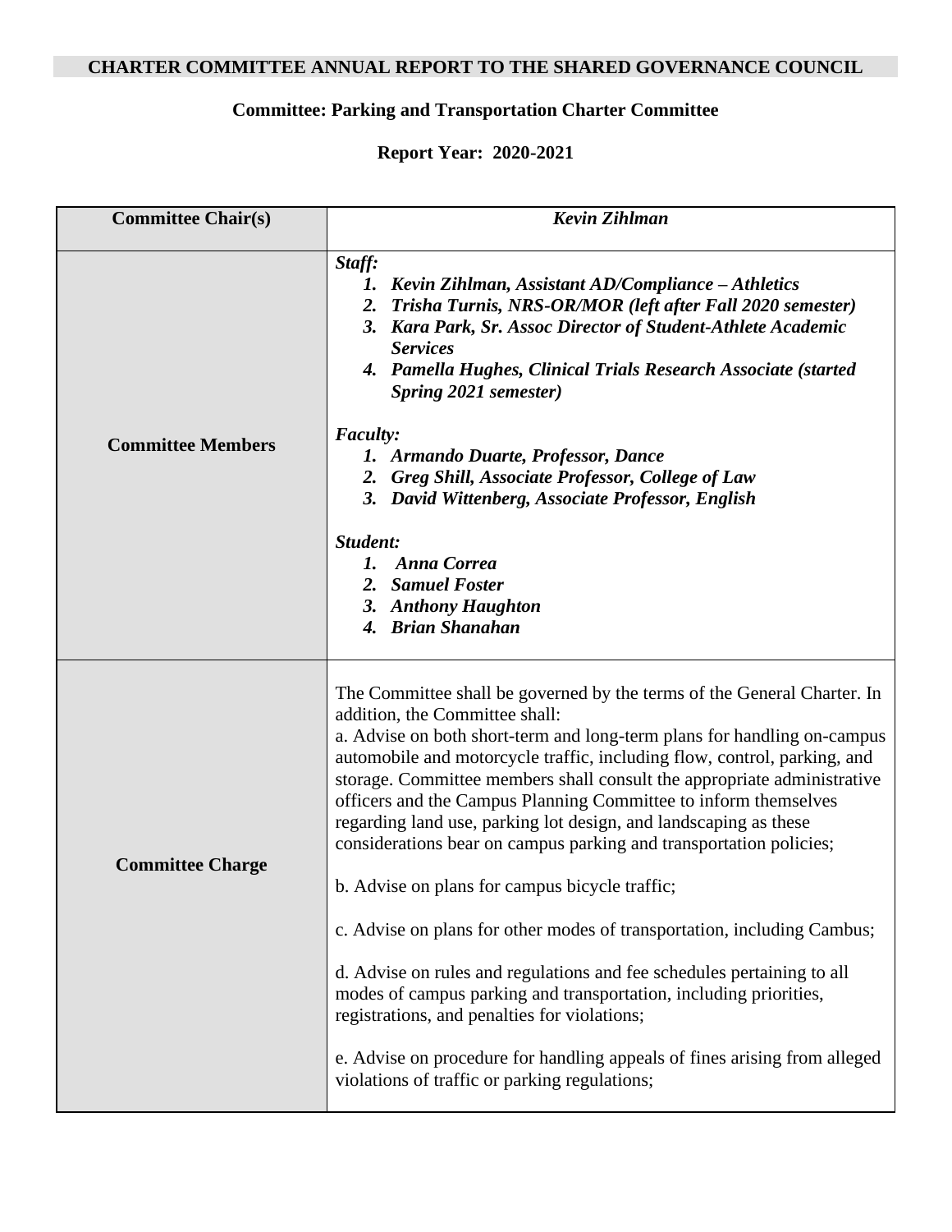## CHARTER COMMITTEE ANNUAL REPORT TO THE SHARED GOVERNANCE COUNCIL

### Committee: Parking and Transportation Charter Committee

### Report Year: 2020-2021

| **Committee Chair(s)** | ***Kevin Zihlman*** |
|---|---|
| **Committee Members** | ***Staff:***<br>1. ***Kevin Zihlman, Assistant AD/Compliance – Athletics***<br>2. ***Trisha Turnis, NRS-OR/MOR (left after Fall 2020 semester)***<br>3. ***Kara Park, Sr. Assoc Director of Student-Athlete Academic Services***<br>4. ***Pamella Hughes, Clinical Trials Research Associate (started Spring 2021 semester)***<br><br>***Faculty:***<br>1. ***Armando Duarte, Professor, Dance***<br>2. ***Greg Shill, Associate Professor, College of Law***<br>3. ***David Wittenberg, Associate Professor, English***<br><br>***Student:***<br>1. ***Anna Correa***<br>2. ***Samuel Foster***<br>3. ***Anthony Haughton***<br>4. ***Brian Shanahan*** |
| **Committee Charge** | The Committee shall be governed by the terms of the General Charter. In addition, the Committee shall:<br>a. Advise on both short-term and long-term plans for handling on-campus automobile and motorcycle traffic, including flow, control, parking, and storage. Committee members shall consult the appropriate administrative officers and the Campus Planning Committee to inform themselves regarding land use, parking lot design, and landscaping as these considerations bear on campus parking and transportation policies;<br><br>b. Advise on plans for campus bicycle traffic;<br><br>c. Advise on plans for other modes of transportation, including Cambus;<br><br>d. Advise on rules and regulations and fee schedules pertaining to all modes of campus parking and transportation, including priorities, registrations, and penalties for violations;<br><br>e. Advise on procedure for handling appeals of fines arising from alleged violations of traffic or parking regulations; |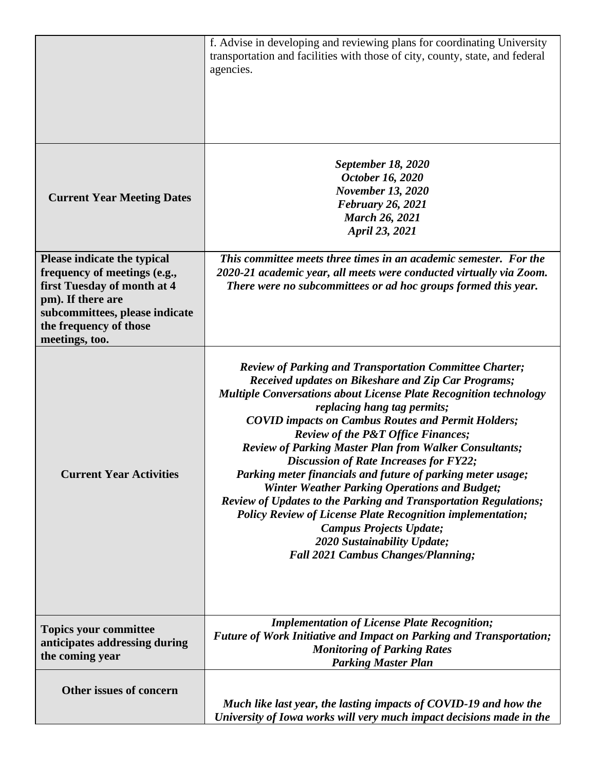| | |
|---|---|
| | f. Advise in developing and reviewing plans for coordinating University transportation and facilities with those of city, county, state, and federal agencies. |
| **Current Year Meeting Dates** | ***September 18, 2020***<br>***October 16, 2020***<br>***November 13, 2020***<br>***February 26, 2021***<br>***March 26, 2021***<br>***April 23, 2021*** |
| **Please indicate the typical frequency of meetings (e.g., first Tuesday of month at 4 pm). If there are subcommittees, please indicate the frequency of those meetings, too.** | ***This committee meets three times in an academic semester. For the 2020-21 academic year, all meets were conducted virtually via Zoom. There were no subcommittees or ad hoc groups formed this year.*** |
| **Current Year Activities** | ***Review of Parking and Transportation Committee Charter;***<br>***Received updates on Bikeshare and Zip Car Programs;***<br>***Multiple Conversations about License Plate Recognition technology replacing hang tag permits;***<br>***COVID impacts on Cambus Routes and Permit Holders;***<br>***Review of the P&T Office Finances;***<br>***Review of Parking Master Plan from Walker Consultants;***<br>***Discussion of Rate Increases for FY22;***<br>***Parking meter financials and future of parking meter usage;***<br>***Winter Weather Parking Operations and Budget;***<br>***Review of Updates to the Parking and Transportation Regulations;***<br>***Policy Review of License Plate Recognition implementation;***<br>***Campus Projects Update;***<br>***2020 Sustainability Update;***<br>***Fall 2021 Cambus Changes/Planning;*** |
| **Topics your committee anticipates addressing during the coming year** | ***Implementation of License Plate Recognition;***<br>***Future of Work Initiative and Impact on Parking and Transportation;***<br>***Monitoring of Parking Rates***<br>***Parking Master Plan*** |
| **Other issues of concern** | ***Much like last year, the lasting impacts of COVID-19 and how the University of Iowa works will very much impact decisions made in the*** |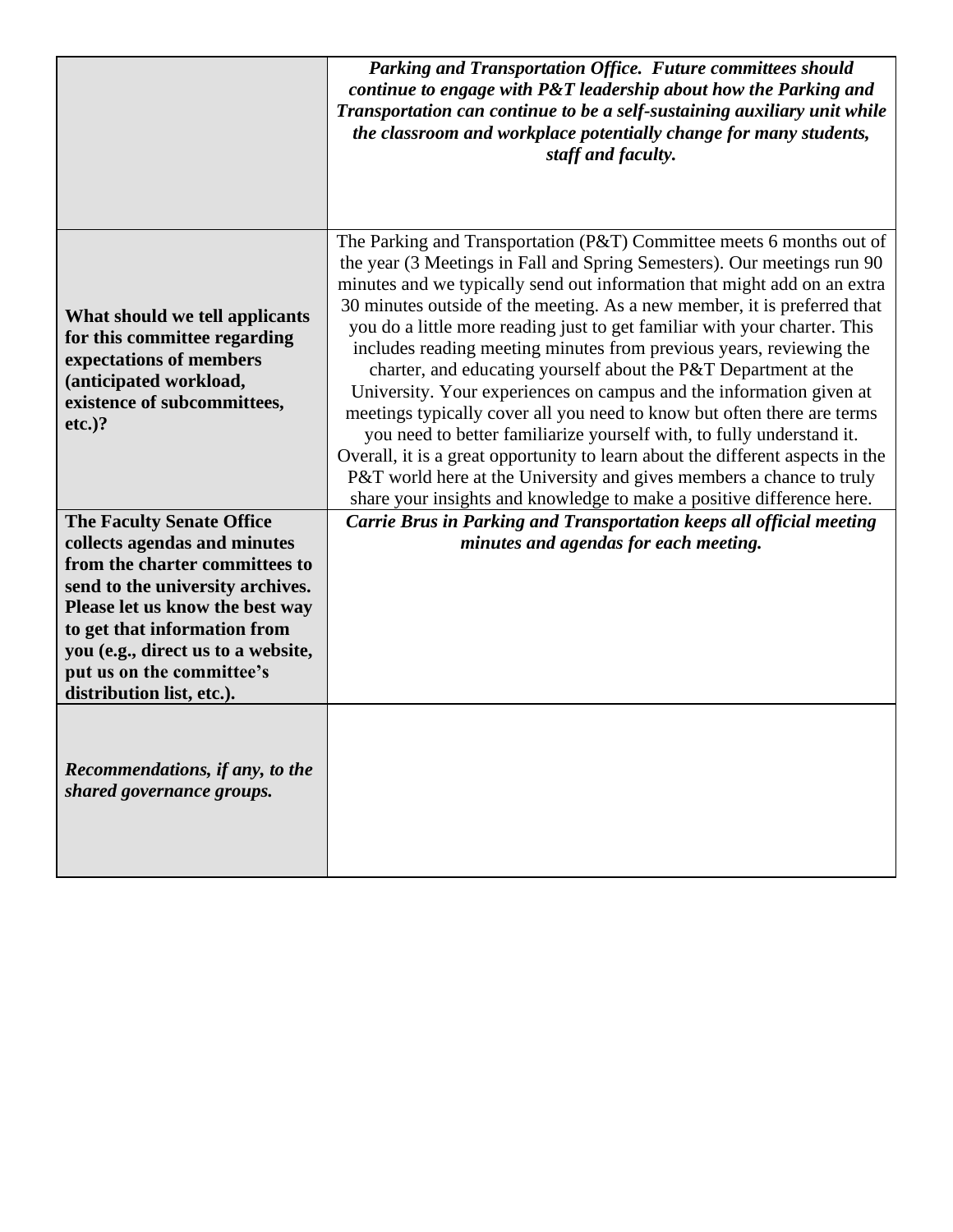| | |
|---|---|
| | ***Parking and Transportation Office. Future committees should continue to engage with P&T leadership about how the Parking and Transportation can continue to be a self-sustaining auxiliary unit while the classroom and workplace potentially change for many students, staff and faculty.*** |
| **What should we tell applicants for this committee regarding expectations of members (anticipated workload, existence of subcommittees, etc.)?** | The Parking and Transportation (P&T) Committee meets 6 months out of the year (3 Meetings in Fall and Spring Semesters). Our meetings run 90 minutes and we typically send out information that might add on an extra 30 minutes outside of the meeting. As a new member, it is preferred that you do a little more reading just to get familiar with your charter. This includes reading meeting minutes from previous years, reviewing the charter, and educating yourself about the P&T Department at the University. Your experiences on campus and the information given at meetings typically cover all you need to know but often there are terms you need to better familiarize yourself with, to fully understand it. Overall, it is a great opportunity to learn about the different aspects in the P&T world here at the University and gives members a chance to truly share your insights and knowledge to make a positive difference here. |
| **The Faculty Senate Office collects agendas and minutes from the charter committees to send to the university archives. Please let us know the best way to get that information from you (e.g., direct us to a website, put us on the committee's distribution list, etc.).** | ***Carrie Brus in Parking and Transportation keeps all official meeting minutes and agendas for each meeting.*** |
| ***Recommendations, if any, to the shared governance groups.*** | |